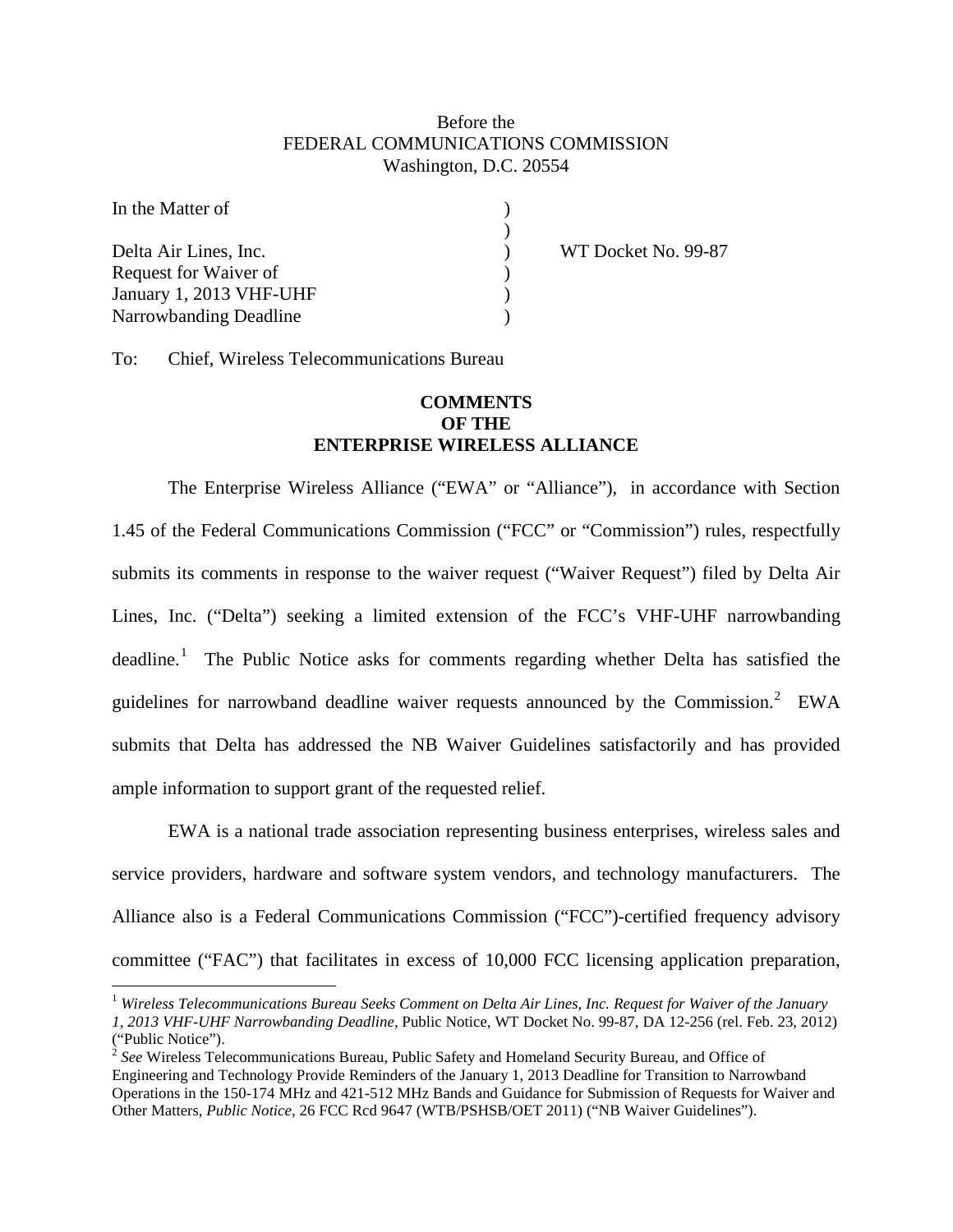Before the
FEDERAL COMMUNICATIONS COMMISSION
Washington, D.C. 20554

| | | |
|---|---|---|
| In the Matter of | ) | |
| | ) | |
| Delta Air Lines, Inc. | ) | WT Docket No. 99-87 |
| Request for Waiver of | ) | |
| January 1, 2013 VHF-UHF | ) | |
| Narrowbanding Deadline | ) | |

To: Chief, Wireless Telecommunications Bureau

**COMMENTS**
**OF THE**
**ENTERPRISE WIRELESS ALLIANCE**

The Enterprise Wireless Alliance ("EWA" or "Alliance"), in accordance with Section 1.45 of the Federal Communications Commission ("FCC" or "Commission") rules, respectfully submits its comments in response to the waiver request ("Waiver Request") filed by Delta Air Lines, Inc. ("Delta") seeking a limited extension of the FCC's VHF-UHF narrowbanding deadline.[1] The Public Notice asks for comments regarding whether Delta has satisfied the guidelines for narrowband deadline waiver requests announced by the Commission.[2] EWA submits that Delta has addressed the NB Waiver Guidelines satisfactorily and has provided ample information to support grant of the requested relief.

EWA is a national trade association representing business enterprises, wireless sales and service providers, hardware and software system vendors, and technology manufacturers. The Alliance also is a Federal Communications Commission ("FCC")-certified frequency advisory committee ("FAC") that facilitates in excess of 10,000 FCC licensing application preparation,

---

[1] *Wireless Telecommunications Bureau Seeks Comment on Delta Air Lines, Inc. Request for Waiver of the January 1, 2013 VHF-UHF Narrowbanding Deadline*, Public Notice, WT Docket No. 99-87, DA 12-256 (rel. Feb. 23, 2012) ("Public Notice").

[2] *See* Wireless Telecommunications Bureau, Public Safety and Homeland Security Bureau, and Office of Engineering and Technology Provide Reminders of the January 1, 2013 Deadline for Transition to Narrowband Operations in the 150-174 MHz and 421-512 MHz Bands and Guidance for Submission of Requests for Waiver and Other Matters, *Public Notice*, 26 FCC Rcd 9647 (WTB/PSHSB/OET 2011) ("NB Waiver Guidelines").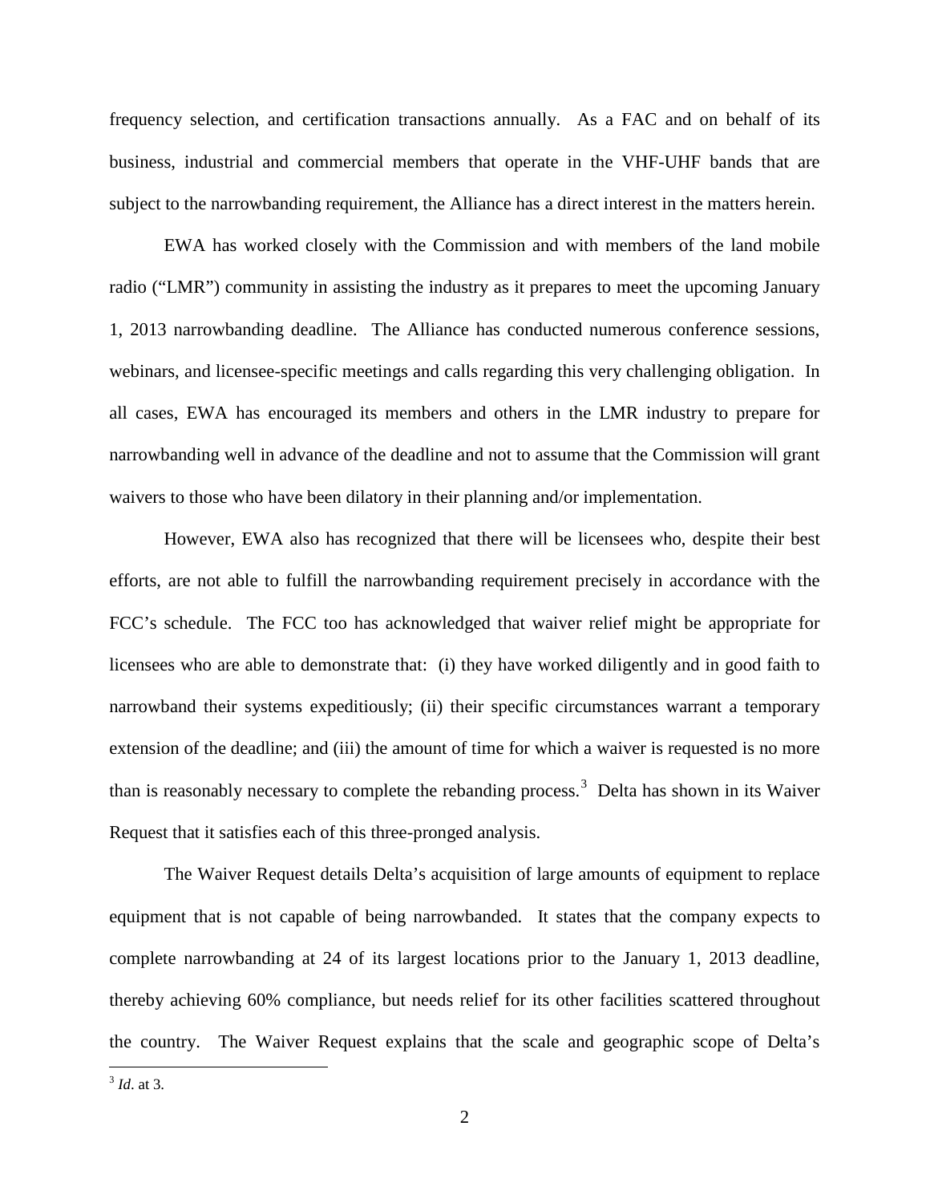frequency selection, and certification transactions annually. As a FAC and on behalf of its business, industrial and commercial members that operate in the VHF-UHF bands that are subject to the narrowbanding requirement, the Alliance has a direct interest in the matters herein.

EWA has worked closely with the Commission and with members of the land mobile radio ("LMR") community in assisting the industry as it prepares to meet the upcoming January 1, 2013 narrowbanding deadline. The Alliance has conducted numerous conference sessions, webinars, and licensee-specific meetings and calls regarding this very challenging obligation. In all cases, EWA has encouraged its members and others in the LMR industry to prepare for narrowbanding well in advance of the deadline and not to assume that the Commission will grant waivers to those who have been dilatory in their planning and/or implementation.

However, EWA also has recognized that there will be licensees who, despite their best efforts, are not able to fulfill the narrowbanding requirement precisely in accordance with the FCC's schedule. The FCC too has acknowledged that waiver relief might be appropriate for licensees who are able to demonstrate that: (i) they have worked diligently and in good faith to narrowband their systems expeditiously; (ii) their specific circumstances warrant a temporary extension of the deadline; and (iii) the amount of time for which a waiver is requested is no more than is reasonably necessary to complete the rebanding process.[3] Delta has shown in its Waiver Request that it satisfies each of this three-pronged analysis.

The Waiver Request details Delta's acquisition of large amounts of equipment to replace equipment that is not capable of being narrowbanded. It states that the company expects to complete narrowbanding at 24 of its largest locations prior to the January 1, 2013 deadline, thereby achieving 60% compliance, but needs relief for its other facilities scattered throughout the country. The Waiver Request explains that the scale and geographic scope of Delta's

[3] *Id*. at 3.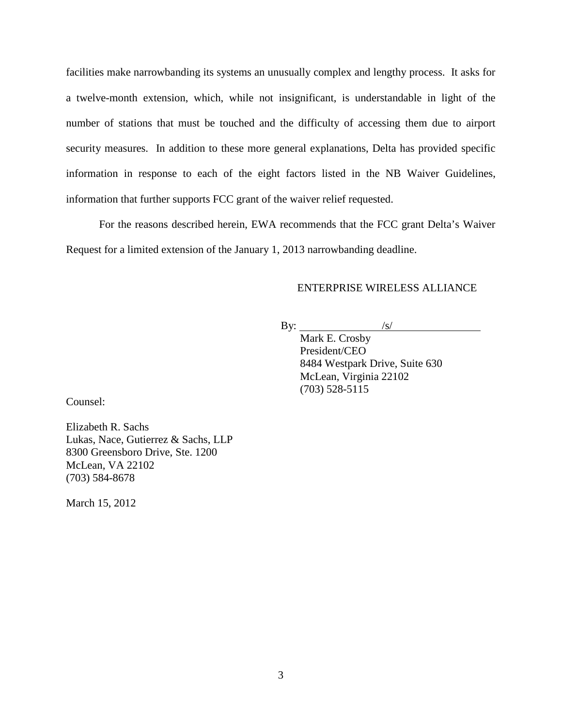facilities make narrowbanding its systems an unusually complex and lengthy process. It asks for a twelve-month extension, which, while not insignificant, is understandable in light of the number of stations that must be touched and the difficulty of accessing them due to airport security measures. In addition to these more general explanations, Delta has provided specific information in response to each of the eight factors listed in the NB Waiver Guidelines, information that further supports FCC grant of the waiver relief requested.

For the reasons described herein, EWA recommends that the FCC grant Delta's Waiver Request for a limited extension of the January 1, 2013 narrowbanding deadline.

ENTERPRISE WIRELESS ALLIANCE

By: /s/

Mark E. Crosby
President/CEO
8484 Westpark Drive, Suite 630
McLean, Virginia 22102
(703) 528-5115

Counsel:

Elizabeth R. Sachs
Lukas, Nace, Gutierrez & Sachs, LLP
8300 Greensboro Drive, Ste. 1200
McLean, VA 22102
(703) 584-8678

March 15, 2012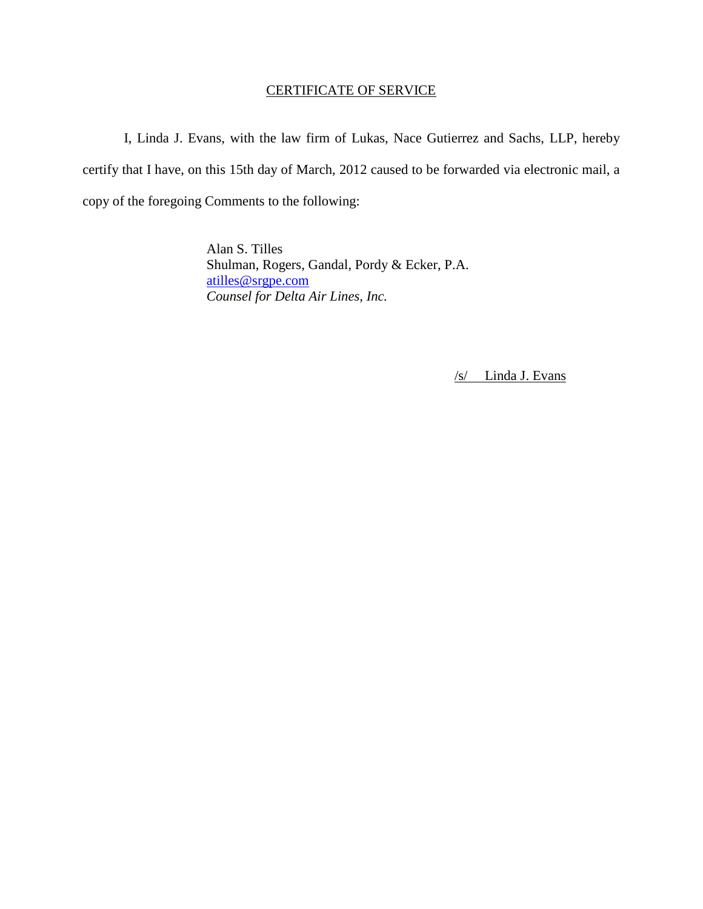<u>CERTIFICATE OF SERVICE</u>

I, Linda J. Evans, with the law firm of Lukas, Nace Gutierrez and Sachs, LLP, hereby certify that I have, on this 15th day of March, 2012 caused to be forwarded via electronic mail, a copy of the foregoing Comments to the following:

> Alan S. Tilles
> Shulman, Rogers, Gandal, Pordy & Ecker, P.A.
> atilles@srgpe.com
> *Counsel for Delta Air Lines, Inc.*

/s/ Linda J. Evans